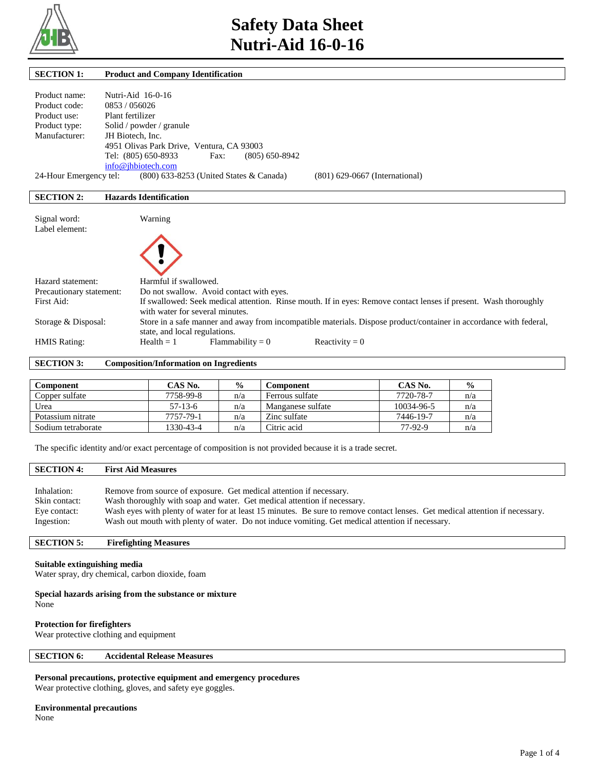# Safety Data Sheet
# Nutri-Aid 16-0-16

## SECTION 1: Product and Company Identification

Product name: Nutri-Aid 16-0-16
Product code: 0853 / 056026
Product use: Plant fertilizer
Product type: Solid / powder / granule
Manufacturer: JH Biotech, Inc.
4951 Olivas Park Drive, Ventura, CA 93003
Tel: (805) 650-8933 Fax: (805) 650-8942
info@jhbiotech.com

24-Hour Emergency tel: (800) 633-8253 (United States & Canada) (801) 629-0667 (International)

## SECTION 2: Hazards Identification

Signal word: Warning
Label element:

Hazard statement: Harmful if swallowed.
Precautionary statement: Do not swallow. Avoid contact with eyes.
First Aid: If swallowed: Seek medical attention. Rinse mouth. If in eyes: Remove contact lenses if present. Wash thoroughly with water for several minutes.
Storage & Disposal: Store in a safe manner and away from incompatible materials. Dispose product/container in accordance with federal, state, and local regulations.
HMIS Rating: Health = 1 Flammability = 0 Reactivity = 0

## SECTION 3: Composition/Information on Ingredients

| Component | CAS No. | % | Component | CAS No. | % |
|---|---|---|---|---|---|
| Copper sulfate | 7758-99-8 | n/a | Ferrous sulfate | 7720-78-7 | n/a |
| Urea | 57-13-6 | n/a | Manganese sulfate | 10034-96-5 | n/a |
| Potassium nitrate | 7757-79-1 | n/a | Zinc sulfate | 7446-19-7 | n/a |
| Sodium tetraborate | 1330-43-4 | n/a | Citric acid | 77-92-9 | n/a |

The specific identity and/or exact percentage of composition is not provided because it is a trade secret.

## SECTION 4: First Aid Measures

Inhalation: Remove from source of exposure. Get medical attention if necessary.
Skin contact: Wash thoroughly with soap and water. Get medical attention if necessary.
Eye contact: Wash eyes with plenty of water for at least 15 minutes. Be sure to remove contact lenses. Get medical attention if necessary.
Ingestion: Wash out mouth with plenty of water. Do not induce vomiting. Get medical attention if necessary.

## SECTION 5: Firefighting Measures

**Suitable extinguishing media**
Water spray, dry chemical, carbon dioxide, foam

**Special hazards arising from the substance or mixture**
None

**Protection for firefighters**
Wear protective clothing and equipment

## SECTION 6: Accidental Release Measures

**Personal precautions, protective equipment and emergency procedures**
Wear protective clothing, gloves, and safety eye goggles.

**Environmental precautions**
None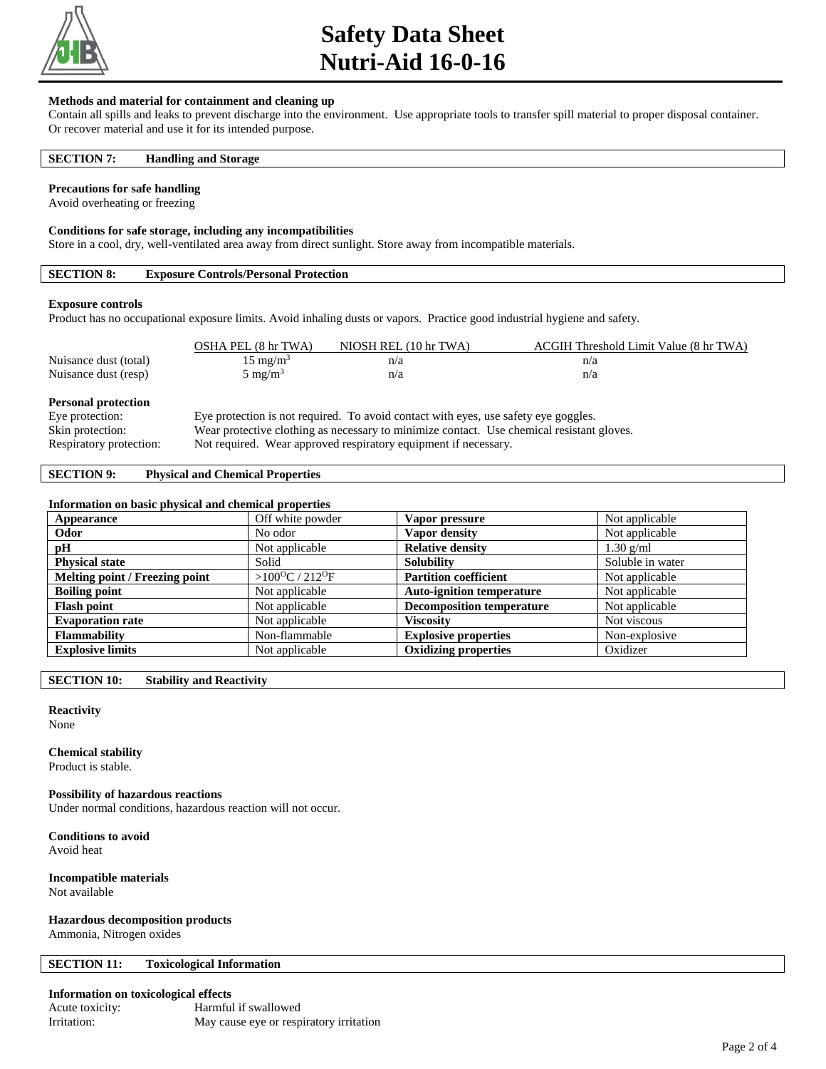#### Methods and material for containment and cleaning up

Contain all spills and leaks to prevent discharge into the environment. Use appropriate tools to transfer spill material to proper disposal container. Or recover material and use it for its intended purpose.

## SECTION 7: Handling and Storage

#### Precautions for safe handling

Avoid overheating or freezing

#### Conditions for safe storage, including any incompatibilities

Store in a cool, dry, well-ventilated area away from direct sunlight. Store away from incompatible materials.

## SECTION 8: Exposure Controls/Personal Protection

#### Exposure controls

Product has no occupational exposure limits. Avoid inhaling dusts or vapors. Practice good industrial hygiene and safety.

| | OSHA PEL (8 hr TWA) | NIOSH REL (10 hr TWA) | ACGIH Threshold Limit Value (8 hr TWA) |
|---|---|---|---|
| Nuisance dust (total) | 15 $mg/m^3$ | n/a | n/a |
| Nuisance dust (resp) | 5 $mg/m^3$ | n/a | n/a |

#### Personal protection

| | |
|---|---|
| Eye protection: | Eye protection is not required. To avoid contact with eyes, use safety eye goggles. |
| Skin protection: | Wear protective clothing as necessary to minimize contact. Use chemical resistant gloves. |
| Respiratory protection: | Not required. Wear approved respiratory equipment if necessary. |

## SECTION 9: Physical and Chemical Properties

#### Information on basic physical and chemical properties

| | | | |
|---|---|---|---|
| **Appearance** | Off white powder | **Vapor pressure** | Not applicable |
| **Odor** | No odor | **Vapor density** | Not applicable |
| **pH** | Not applicable | **Relative density** | 1.30 g/ml |
| **Physical state** | Solid | **Solubility** | Soluble in water |
| **Melting point / Freezing point** | >100$^{O}$C / 212$^{O}$F | **Partition coefficient** | Not applicable |
| **Boiling point** | Not applicable | **Auto-ignition temperature** | Not applicable |
| **Flash point** | Not applicable | **Decomposition temperature** | Not applicable |
| **Evaporation rate** | Not applicable | **Viscosity** | Not viscous |
| **Flammability** | Non-flammable | **Explosive properties** | Non-explosive |
| **Explosive limits** | Not applicable | **Oxidizing properties** | Oxidizer |

## SECTION 10: Stability and Reactivity

#### Reactivity

None

#### Chemical stability

Product is stable.

#### Possibility of hazardous reactions

Under normal conditions, hazardous reaction will not occur.

#### Conditions to avoid

Avoid heat

#### Incompatible materials

Not available

#### Hazardous decomposition products

Ammonia, Nitrogen oxides

## SECTION 11: Toxicological Information

#### Information on toxicological effects

| | |
|---|---|
| Acute toxicity: | Harmful if swallowed |
| Irritation: | May cause eye or respiratory irritation |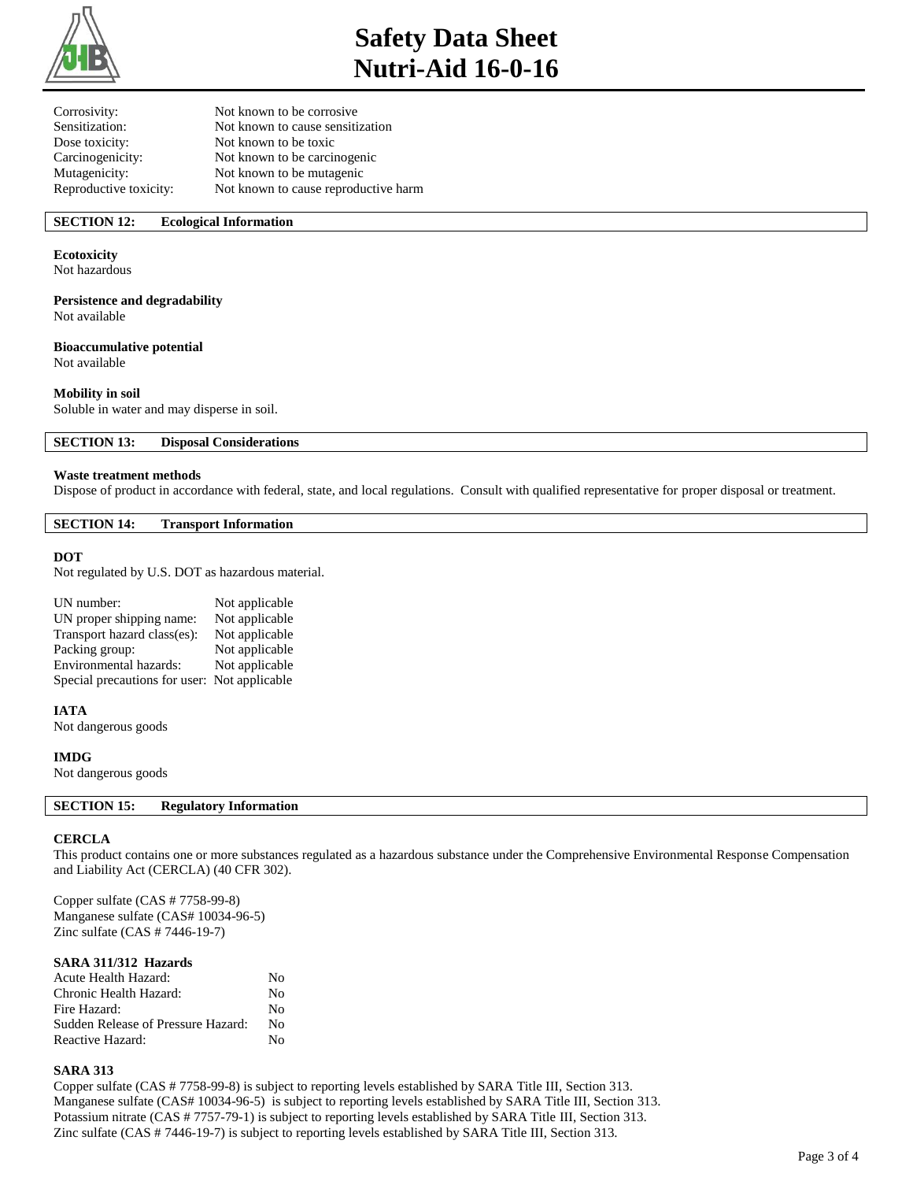| | |
|---|---|
| Corrosivity: | Not known to be corrosive |
| Sensitization: | Not known to cause sensitization |
| Dose toxicity: | Not known to be toxic |
| Carcinogenicity: | Not known to be carcinogenic |
| Mutagenicity: | Not known to be mutagenic |
| Reproductive toxicity: | Not known to cause reproductive harm |

## SECTION 12: Ecological Information

**Ecotoxicity**
Not hazardous

**Persistence and degradability**
Not available

**Bioaccumulative potential**
Not available

**Mobility in soil**
Soluble in water and may disperse in soil.

## SECTION 13: Disposal Considerations

**Waste treatment methods**
Dispose of product in accordance with federal, state, and local regulations. Consult with qualified representative for proper disposal or treatment.

## SECTION 14: Transport Information

**DOT**
Not regulated by U.S. DOT as hazardous material.

| | |
|---|---|
| UN number: | Not applicable |
| UN proper shipping name: | Not applicable |
| Transport hazard class(es): | Not applicable |
| Packing group: | Not applicable |
| Environmental hazards: | Not applicable |
| Special precautions for user: | Not applicable |

**IATA**
Not dangerous goods

**IMDG**
Not dangerous goods

## SECTION 15: Regulatory Information

**CERCLA**
This product contains one or more substances regulated as a hazardous substance under the Comprehensive Environmental Response Compensation and Liability Act (CERCLA) (40 CFR 302).

Copper sulfate (CAS # 7758-99-8)
Manganese sulfate (CAS# 10034-96-5)
Zinc sulfate (CAS # 7446-19-7)

**SARA 311/312 Hazards**

| | |
|---|---|
| Acute Health Hazard: | No |
| Chronic Health Hazard: | No |
| Fire Hazard: | No |
| Sudden Release of Pressure Hazard: | No |
| Reactive Hazard: | No |

**SARA 313**
Copper sulfate (CAS # 7758-99-8) is subject to reporting levels established by SARA Title III, Section 313.
Manganese sulfate (CAS# 10034-96-5) is subject to reporting levels established by SARA Title III, Section 313.
Potassium nitrate (CAS # 7757-79-1) is subject to reporting levels established by SARA Title III, Section 313.
Zinc sulfate (CAS # 7446-19-7) is subject to reporting levels established by SARA Title III, Section 313.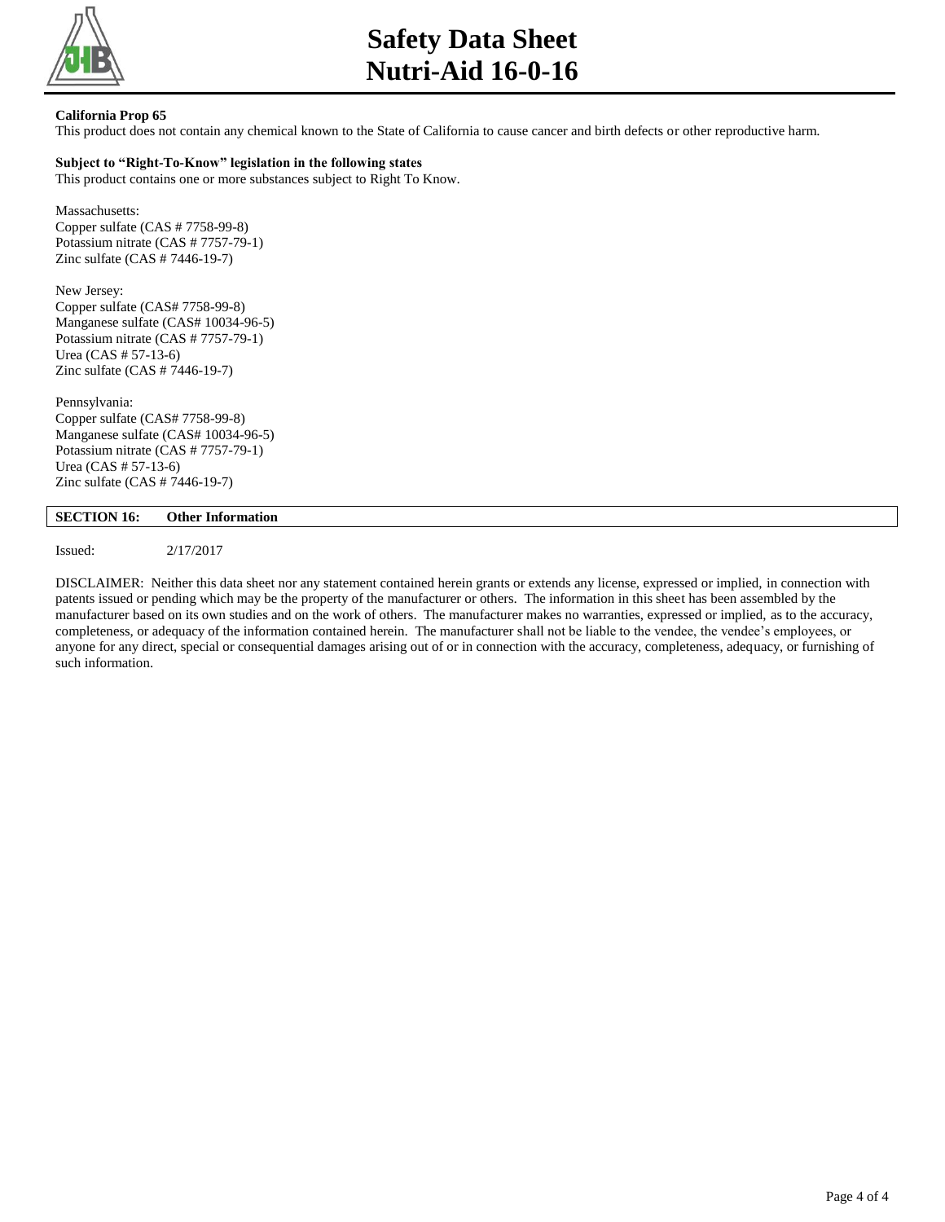**California Prop 65**
This product does not contain any chemical known to the State of California to cause cancer and birth defects or other reproductive harm.

**Subject to "Right-To-Know" legislation in the following states**
This product contains one or more substances subject to Right To Know.

Massachusetts:
Copper sulfate (CAS # 7758-99-8)
Potassium nitrate (CAS # 7757-79-1)
Zinc sulfate (CAS # 7446-19-7)

New Jersey:
Copper sulfate (CAS# 7758-99-8)
Manganese sulfate (CAS# 10034-96-5)
Potassium nitrate (CAS # 7757-79-1)
Urea (CAS # 57-13-6)
Zinc sulfate (CAS # 7446-19-7)

Pennsylvania:
Copper sulfate (CAS# 7758-99-8)
Manganese sulfate (CAS# 10034-96-5)
Potassium nitrate (CAS # 7757-79-1)
Urea (CAS # 57-13-6)
Zinc sulfate (CAS # 7446-19-7)

## SECTION 16: Other Information

Issued: 2/17/2017

DISCLAIMER: Neither this data sheet nor any statement contained herein grants or extends any license, expressed or implied, in connection with patents issued or pending which may be the property of the manufacturer or others. The information in this sheet has been assembled by the manufacturer based on its own studies and on the work of others. The manufacturer makes no warranties, expressed or implied, as to the accuracy, completeness, or adequacy of the information contained herein. The manufacturer shall not be liable to the vendee, the vendee's employees, or anyone for any direct, special or consequential damages arising out of or in connection with the accuracy, completeness, adequacy, or furnishing of such information.